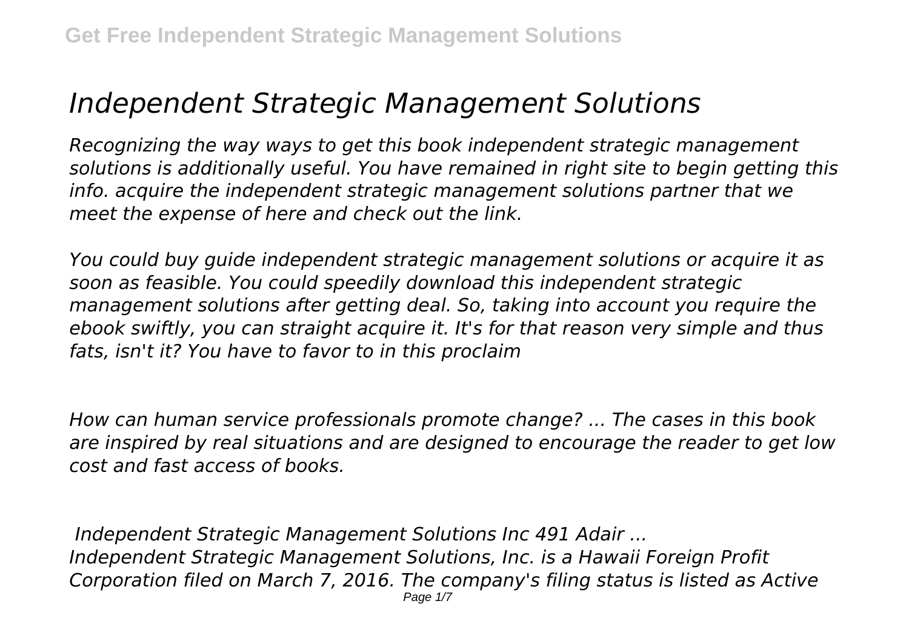# *Independent Strategic Management Solutions*

*Recognizing the way ways to get this book independent strategic management solutions is additionally useful. You have remained in right site to begin getting this info. acquire the independent strategic management solutions partner that we meet the expense of here and check out the link.*

*You could buy guide independent strategic management solutions or acquire it as soon as feasible. You could speedily download this independent strategic management solutions after getting deal. So, taking into account you require the ebook swiftly, you can straight acquire it. It's for that reason very simple and thus fats, isn't it? You have to favor to in this proclaim*

*How can human service professionals promote change? ... The cases in this book are inspired by real situations and are designed to encourage the reader to get low cost and fast access of books.*

***Independent Strategic Management Solutions Inc 491 Adair ...***

*Independent Strategic Management Solutions, Inc. is a Hawaii Foreign Profit Corporation filed on March 7, 2016. The company's filing status is listed as Active*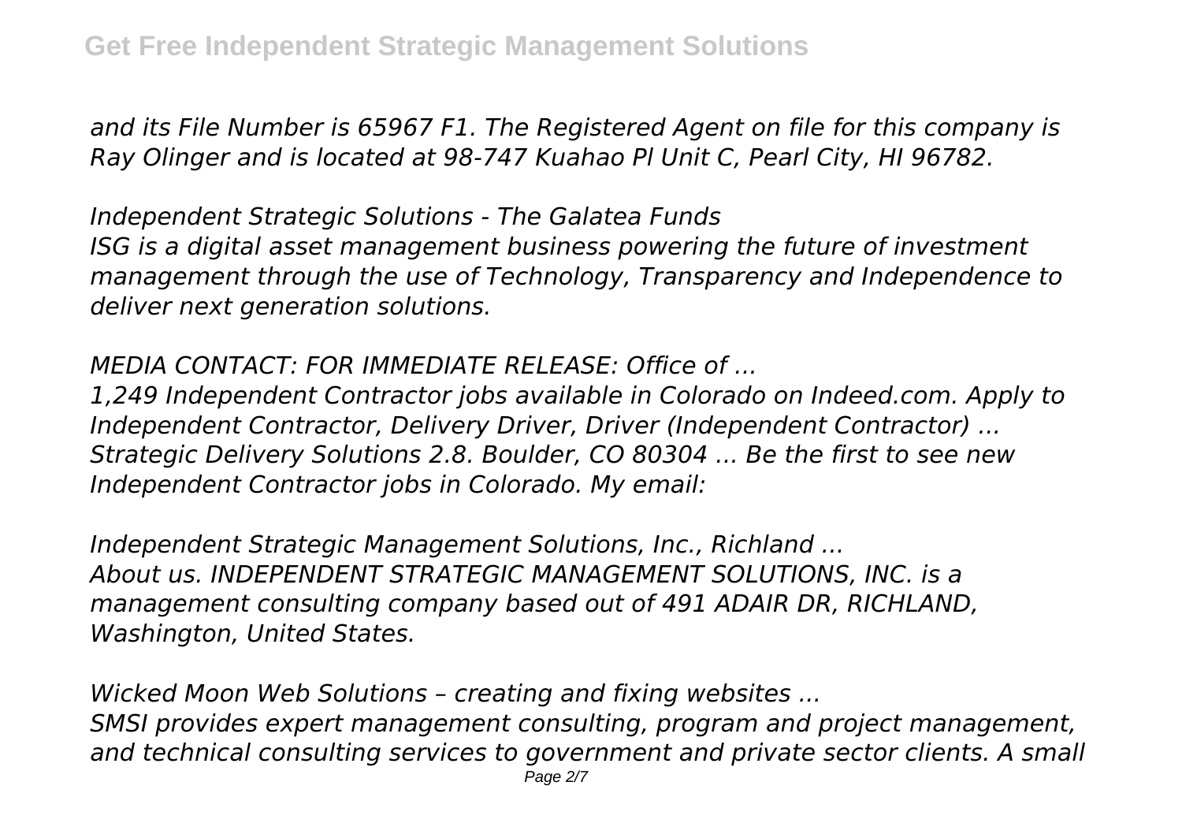*and its File Number is 65967 F1. The Registered Agent on file for this company is Ray Olinger and is located at 98-747 Kuahao Pl Unit C, Pearl City, HI 96782.*

*Independent Strategic Solutions - The Galatea Funds*
*ISG is a digital asset management business powering the future of investment management through the use of Technology, Transparency and Independence to deliver next generation solutions.*

*MEDIA CONTACT: FOR IMMEDIATE RELEASE: Office of ...*
*1,249 Independent Contractor jobs available in Colorado on Indeed.com. Apply to Independent Contractor, Delivery Driver, Driver (Independent Contractor) ... Strategic Delivery Solutions 2.8. Boulder, CO 80304 ... Be the first to see new Independent Contractor jobs in Colorado. My email:*

*Independent Strategic Management Solutions, Inc., Richland ...*
*About us. INDEPENDENT STRATEGIC MANAGEMENT SOLUTIONS, INC. is a management consulting company based out of 491 ADAIR DR, RICHLAND, Washington, United States.*

*Wicked Moon Web Solutions – creating and fixing websites ...*
*SMSI provides expert management consulting, program and project management, and technical consulting services to government and private sector clients. A small*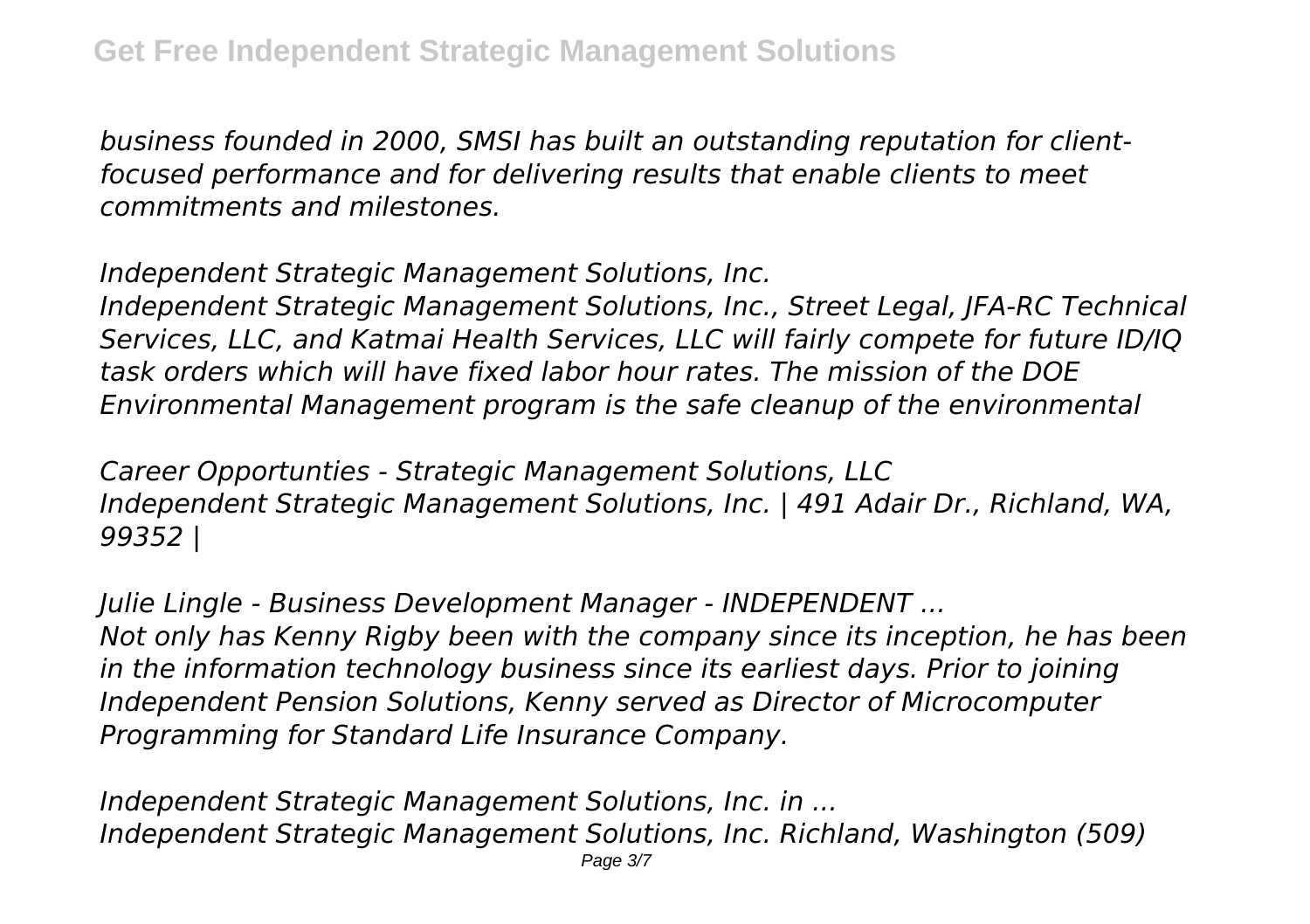*business founded in 2000, SMSI has built an outstanding reputation for client-focused performance and for delivering results that enable clients to meet commitments and milestones.*

*Independent Strategic Management Solutions, Inc.*

*Independent Strategic Management Solutions, Inc., Street Legal, JFA-RC Technical Services, LLC, and Katmai Health Services, LLC will fairly compete for future ID/IQ task orders which will have fixed labor hour rates. The mission of the DOE Environmental Management program is the safe cleanup of the environmental*

*Career Opportunties - Strategic Management Solutions, LLC*

*Independent Strategic Management Solutions, Inc. | 491 Adair Dr., Richland, WA, 99352 |*

*Julie Lingle - Business Development Manager - INDEPENDENT ...*

*Not only has Kenny Rigby been with the company since its inception, he has been in the information technology business since its earliest days. Prior to joining Independent Pension Solutions, Kenny served as Director of Microcomputer Programming for Standard Life Insurance Company.*

*Independent Strategic Management Solutions, Inc. in ...*

*Independent Strategic Management Solutions, Inc. Richland, Washington (509)*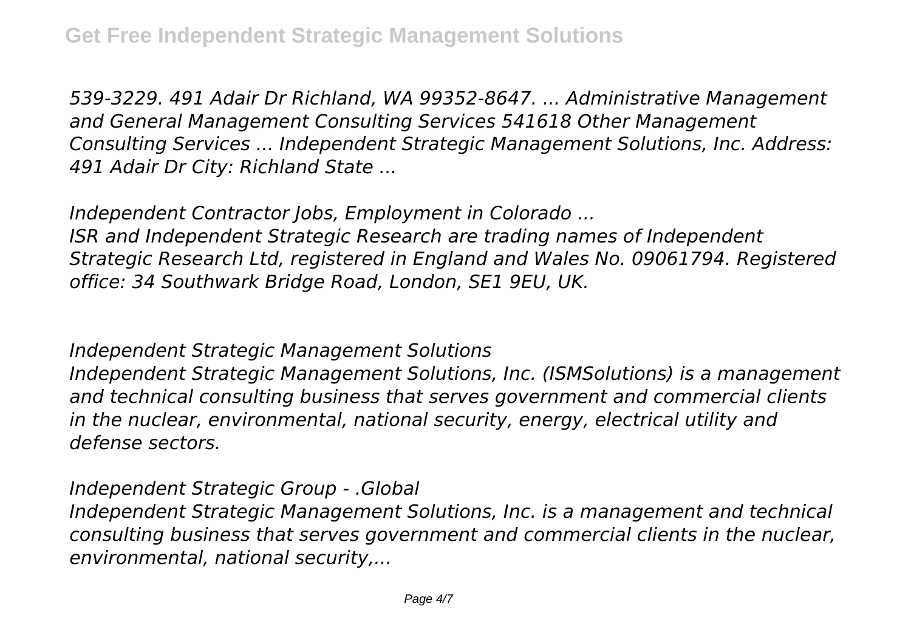*539-3229. 491 Adair Dr Richland, WA 99352-8647. ... Administrative Management and General Management Consulting Services 541618 Other Management Consulting Services ... Independent Strategic Management Solutions, Inc. Address: 491 Adair Dr City: Richland State ...*

*Independent Contractor Jobs, Employment in Colorado ...*
*ISR and Independent Strategic Research are trading names of Independent Strategic Research Ltd, registered in England and Wales No. 09061794. Registered office: 34 Southwark Bridge Road, London, SE1 9EU, UK.*

*Independent Strategic Management Solutions*
*Independent Strategic Management Solutions, Inc. (ISMSolutions) is a management and technical consulting business that serves government and commercial clients in the nuclear, environmental, national security, energy, electrical utility and defense sectors.*

*Independent Strategic Group - .Global*
*Independent Strategic Management Solutions, Inc. is a management and technical consulting business that serves government and commercial clients in the nuclear, environmental, national security,...*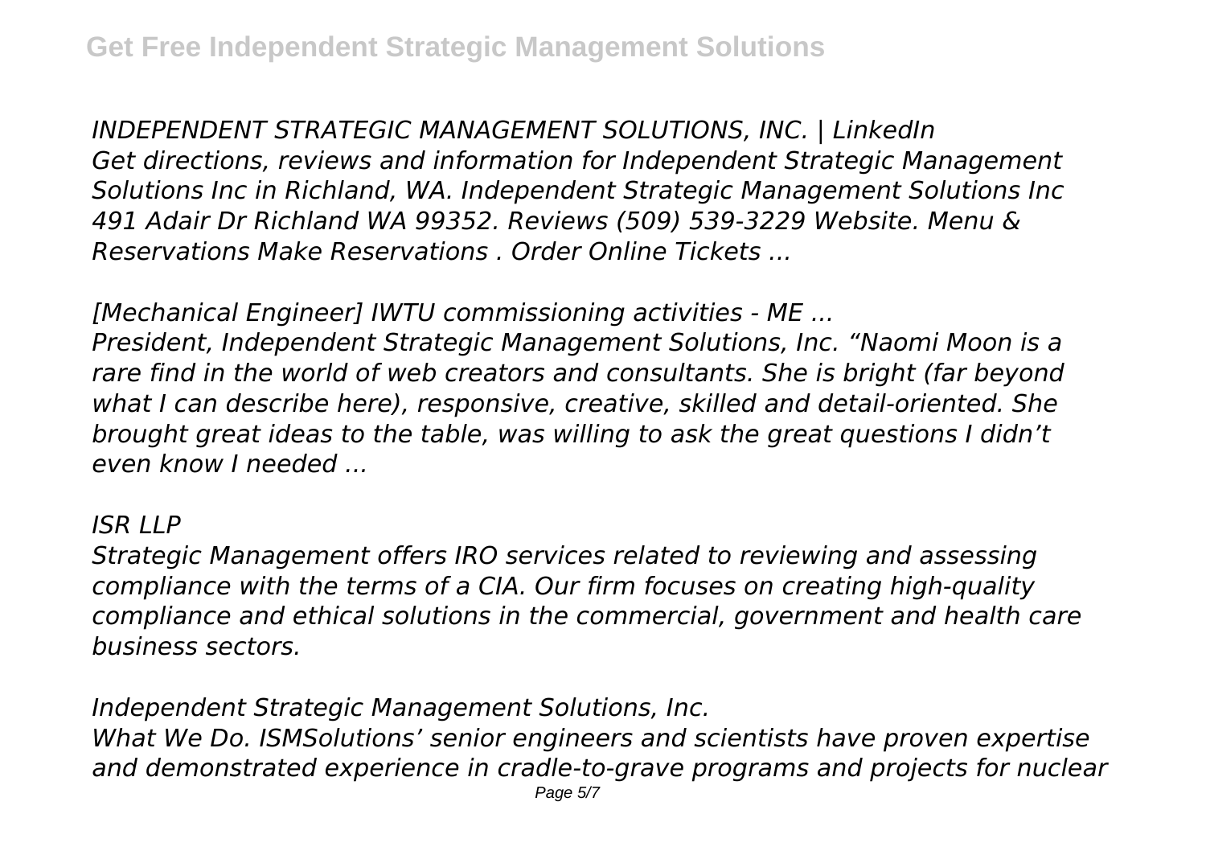*INDEPENDENT STRATEGIC MANAGEMENT SOLUTIONS, INC. | LinkedIn*
*Get directions, reviews and information for Independent Strategic Management Solutions Inc in Richland, WA. Independent Strategic Management Solutions Inc 491 Adair Dr Richland WA 99352. Reviews (509) 539-3229 Website. Menu & Reservations Make Reservations . Order Online Tickets ...*

*[Mechanical Engineer] IWTU commissioning activities - ME ...*
*President, Independent Strategic Management Solutions, Inc. "Naomi Moon is a rare find in the world of web creators and consultants. She is bright (far beyond what I can describe here), responsive, creative, skilled and detail-oriented. She brought great ideas to the table, was willing to ask the great questions I didn't even know I needed ...*

*ISR LLP*
*Strategic Management offers IRO services related to reviewing and assessing compliance with the terms of a CIA. Our firm focuses on creating high-quality compliance and ethical solutions in the commercial, government and health care business sectors.*

*Independent Strategic Management Solutions, Inc.*
*What We Do. ISMSolutions' senior engineers and scientists have proven expertise and demonstrated experience in cradle-to-grave programs and projects for nuclear*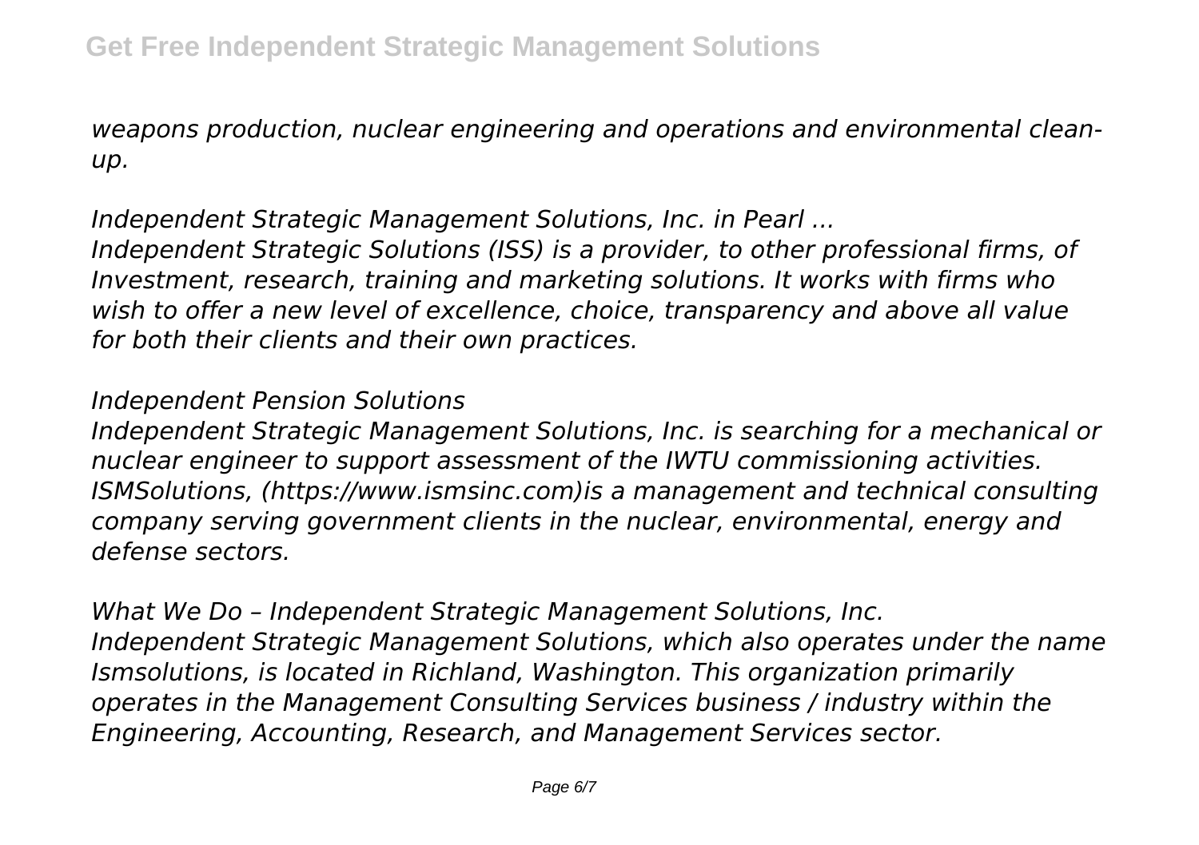*weapons production, nuclear engineering and operations and environmental clean-up.*

*Independent Strategic Management Solutions, Inc. in Pearl ...*
*Independent Strategic Solutions (ISS) is a provider, to other professional firms, of Investment, research, training and marketing solutions. It works with firms who wish to offer a new level of excellence, choice, transparency and above all value for both their clients and their own practices.*

*Independent Pension Solutions*
*Independent Strategic Management Solutions, Inc. is searching for a mechanical or nuclear engineer to support assessment of the IWTU commissioning activities. ISMSolutions, (https://www.ismsinc.com)is a management and technical consulting company serving government clients in the nuclear, environmental, energy and defense sectors.*

*What We Do – Independent Strategic Management Solutions, Inc.*
*Independent Strategic Management Solutions, which also operates under the name Ismsolutions, is located in Richland, Washington. This organization primarily operates in the Management Consulting Services business / industry within the Engineering, Accounting, Research, and Management Services sector.*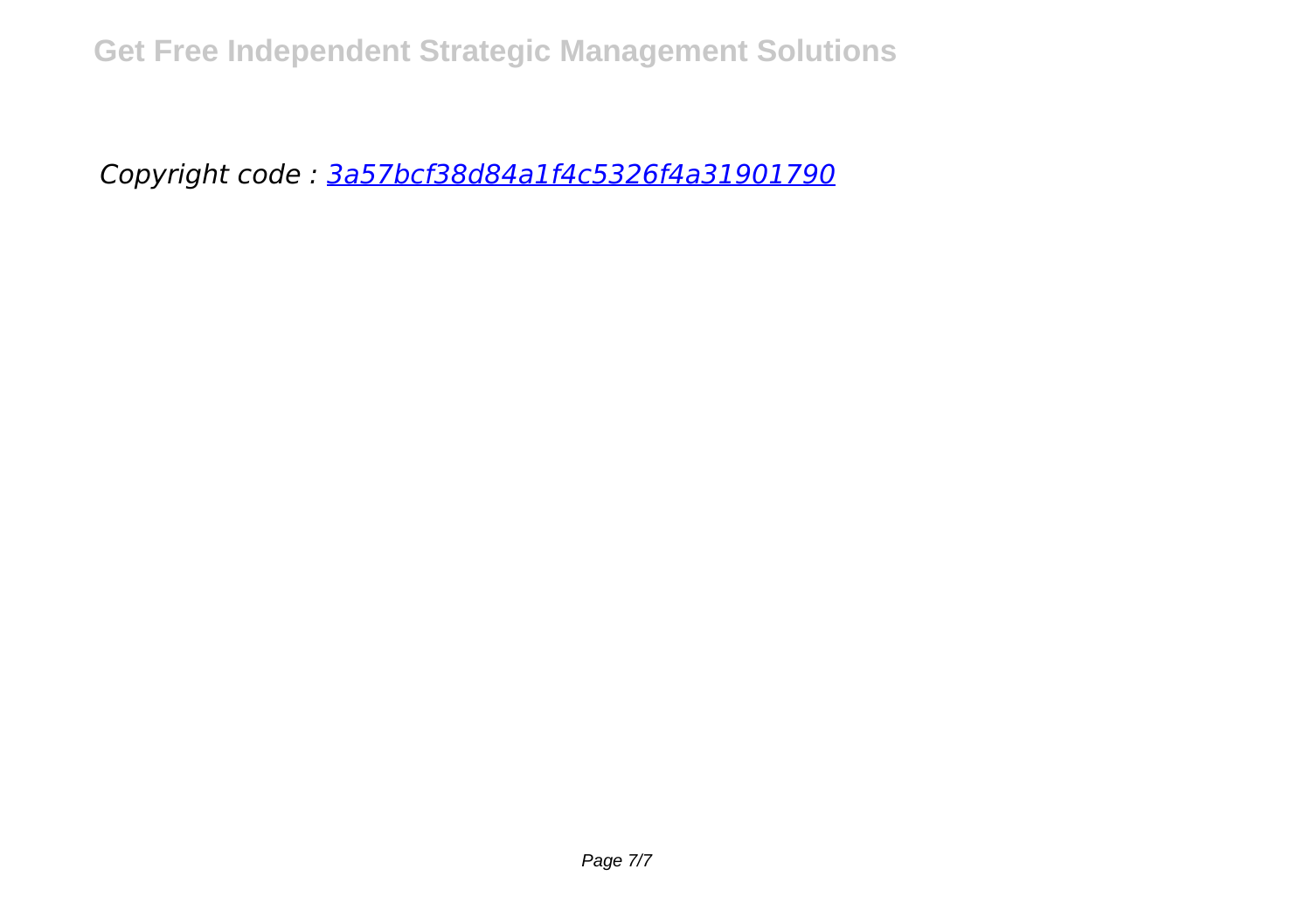*Copyright code : [3a57bcf38d84a1f4c5326f4a31901790](3a57bcf38d84a1f4c5326f4a31901790)*